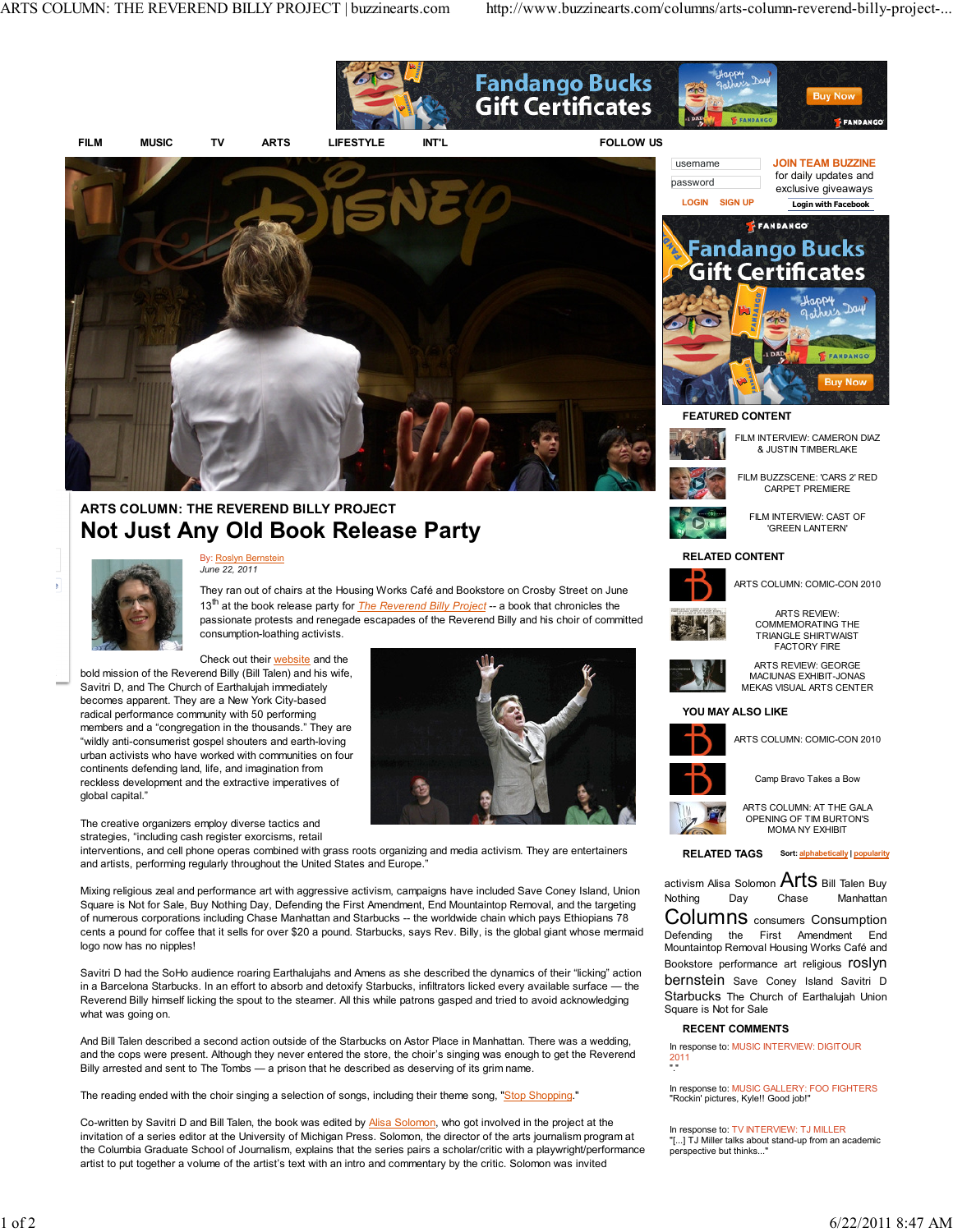## ARTS COLUMN: THE REVEREND BILLY PROJECT

# Not Just Any Old Book Release Party

By: Roslyn Bernstein
*June 22, 2011*

They ran out of chairs at the Housing Works Café and Bookstore on Crosby Street on June 13th at the book release party for *The Reverend Billy Project* -- a book that chronicles the passionate protests and renegade escapades of the Reverend Billy and his choir of committed consumption-loathing activists.

Check out their website and the bold mission of the Reverend Billy (Bill Talen) and his wife, Savitri D, and The Church of Earthalujah immediately becomes apparent. They are a New York City-based radical performance community with 50 performing members and a "congregation in the thousands." They are "wildly anti-consumerist gospel shouters and earth-loving urban activists who have worked with communities on four continents defending land, life, and imagination from reckless development and the extractive imperatives of global capital."

The creative organizers employ diverse tactics and strategies, "including cash register exorcisms, retail interventions, and cell phone operas combined with grass roots organizing and media activism. They are entertainers and artists, performing regularly throughout the United States and Europe."

Mixing religious zeal and performance art with aggressive activism, campaigns have included Save Coney Island, Union Square is Not for Sale, Buy Nothing Day, Defending the First Amendment, End Mountaintop Removal, and the targeting of numerous corporations including Chase Manhattan and Starbucks -- the worldwide chain which pays Ethiopians 78 cents a pound for coffee that it sells for over $20 a pound. Starbucks, says Rev. Billy, is the global giant whose mermaid logo now has no nipples!

Savitri D had the SoHo audience roaring Earthalujahs and Amens as she described the dynamics of their "licking" action in a Barcelona Starbucks. In an effort to absorb and detoxify Starbucks, infiltrators licked every available surface — the Reverend Billy himself licking the spout to the steamer. All this while patrons gasped and tried to avoid acknowledging what was going on.

And Bill Talen described a second action outside of the Starbucks on Astor Place in Manhattan. There was a wedding, and the cops were present. Although they never entered the store, the choir's singing was enough to get the Reverend Billy arrested and sent to The Tombs — a prison that he described as deserving of its grim name.

The reading ended with the choir singing a selection of songs, including their theme song, "Stop Shopping."

Co-written by Savitri D and Bill Talen, the book was edited by Alisa Solomon, who got involved in the project at the invitation of a series editor at the University of Michigan Press. Solomon, the director of the arts journalism program at the Columbia Graduate School of Journalism, explains that the series pairs a scholar/critic with a playwright/performance artist to put together a volume of the artist's text with an intro and commentary by the critic. Solomon was invited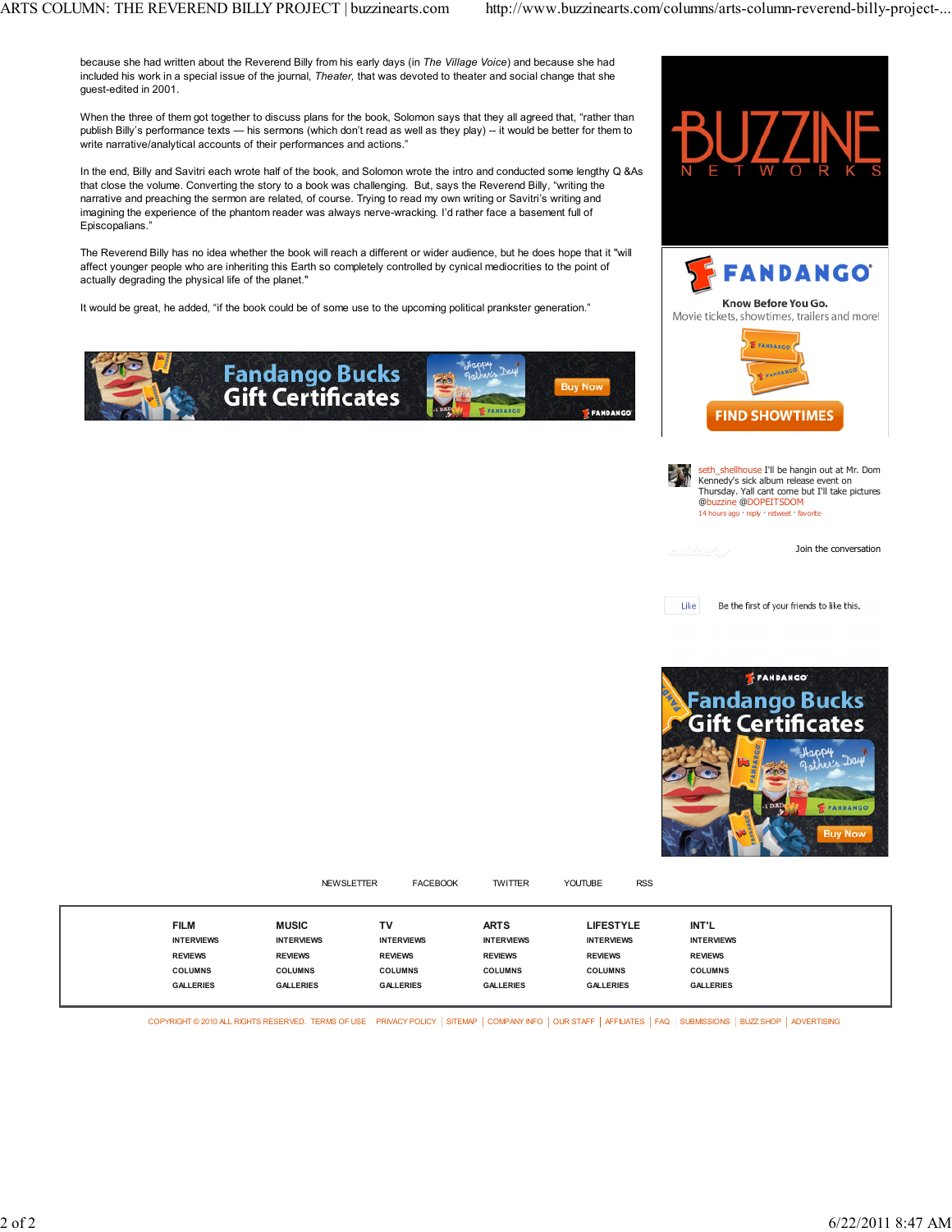because she had written about the Reverend Billy from his early days (in *The Village Voice*) and because she had included his work in a special issue of the journal, *Theater,* that was devoted to theater and social change that she guest-edited in 2001.

When the three of them got together to discuss plans for the book, Solomon says that they all agreed that, “rather than publish Billy’s performance texts — his sermons (which don’t read as well as they play) -- it would be better for them to write narrative/analytical accounts of their performances and actions.”

In the end, Billy and Savitri each wrote half of the book, and Solomon wrote the intro and conducted some lengthy Q &As that close the volume. Converting the story to a book was challenging. But, says the Reverend Billy, “writing the narrative and preaching the sermon are related, of course. Trying to read my own writing or Savitri’s writing and imagining the experience of the phantom reader was always nerve-wracking. I’d rather face a basement full of Episcopalians.”

The Reverend Billy has no idea whether the book will reach a different or wider audience, but he does hope that it "will affect younger people who are inheriting this Earth so completely controlled by cynical mediocrities to the point of actually degrading the physical life of the planet."

It would be great, he added, “if the book could be of some use to the upcoming political prankster generation.”

seth_shellhouse I'll be hangin out at Mr. Dom Kennedy's sick album release event on Thursday. Yall cant come but I'll take pictures @buzzine @DOPEITSDOM
14 hours ago · reply · retweet · favorite

Join the conversation

Like Be the first of your friends to like this.

NEWSLETTER FACEBOOK TWITTER YOUTUBE RSS

| FILM | MUSIC | TV | ARTS | LIFESTYLE | INT'L |
|---|---|---|---|---|---|
| INTERVIEWS | INTERVIEWS | INTERVIEWS | INTERVIEWS | INTERVIEWS | INTERVIEWS |
| REVIEWS | REVIEWS | REVIEWS | REVIEWS | REVIEWS | REVIEWS |
| COLUMNS | COLUMNS | COLUMNS | COLUMNS | COLUMNS | COLUMNS |
| GALLERIES | GALLERIES | GALLERIES | GALLERIES | GALLERIES | GALLERIES |

COPYRIGHT © 2010 ALL RIGHTS RESERVED. TERMS OF USE | PRIVACY POLICY | SITEMAP | COMPANY INFO | OUR STAFF | AFFILIATES | FAQ | SUBMISSIONS | BUZZ SHOP | ADVERTISING